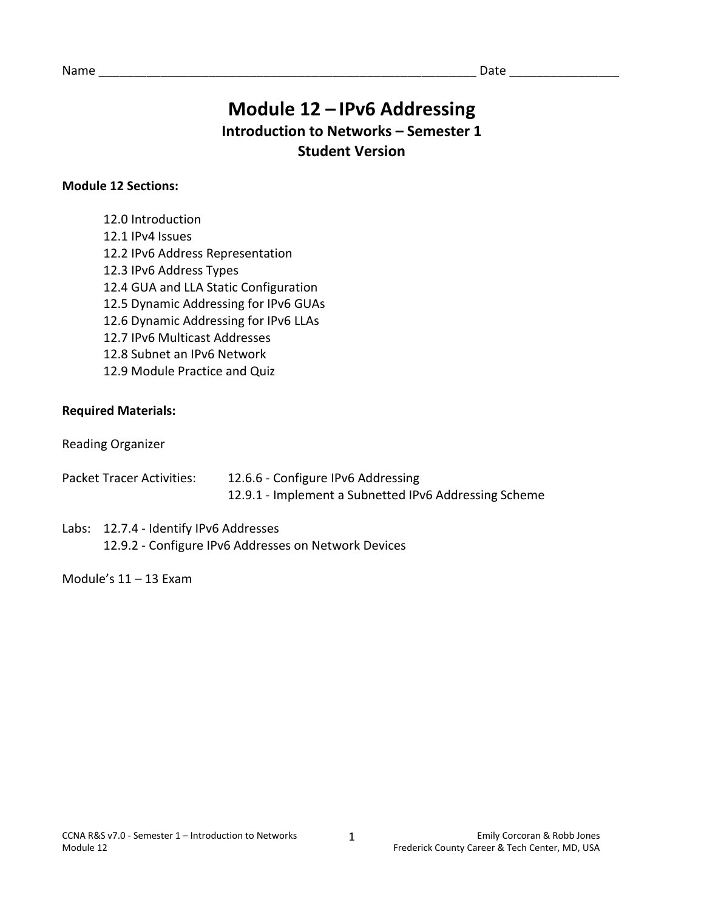Name _______________________________________________________ Date _______________

# Module 12 – IPv6 Addressing

## Introduction to Networks – Semester 1

## Student Version

**Module 12 Sections:**

12.0 Introduction
12.1 IPv4 Issues
12.2 IPv6 Address Representation
12.3 IPv6 Address Types
12.4 GUA and LLA Static Configuration
12.5 Dynamic Addressing for IPv6 GUAs
12.6 Dynamic Addressing for IPv6 LLAs
12.7 IPv6 Multicast Addresses
12.8 Subnet an IPv6 Network
12.9 Module Practice and Quiz

**Required Materials:**

Reading Organizer

Packet Tracer Activities: 12.6.6 - Configure IPv6 Addressing
12.9.1 - Implement a Subnetted IPv6 Addressing Scheme

Labs: 12.7.4 - Identify IPv6 Addresses
12.9.2 - Configure IPv6 Addresses on Network Devices

Module's 11 – 13 Exam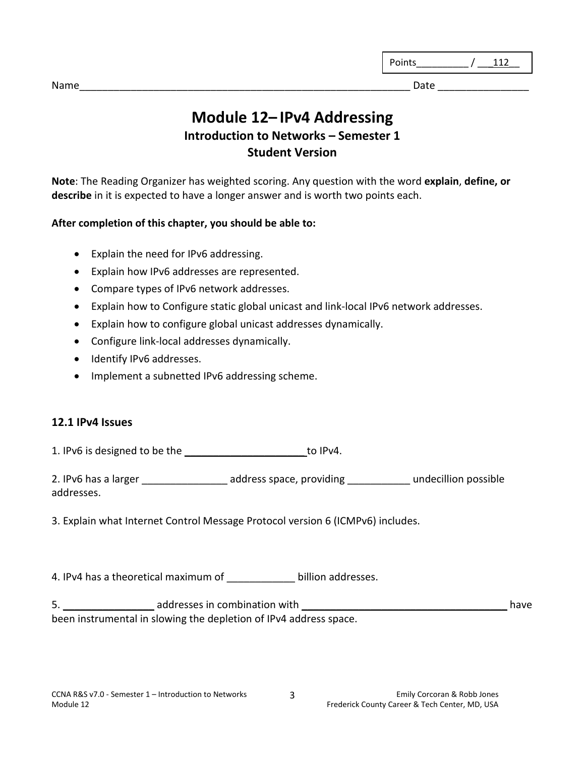Points_________ / ___112__

Name___________________________________________________________ Date _______________

# Module 12– IPv4 Addressing

### Introduction to Networks – Semester 1

### Student Version

**Note**: The Reading Organizer has weighted scoring. Any question with the word **explain**, **define, or describe** in it is expected to have a longer answer and is worth two points each.

**After completion of this chapter, you should be able to:**

- Explain the need for IPv6 addressing.
- Explain how IPv6 addresses are represented.
- Compare types of IPv6 network addresses.
- Explain how to Configure static global unicast and link-local IPv6 network addresses.
- Explain how to configure global unicast addresses dynamically.
- Configure link-local addresses dynamically.
- Identify IPv6 addresses.
- Implement a subnetted IPv6 addressing scheme.

## 12.1 IPv4 Issues

1. IPv6 is designed to be the ______________________ to IPv4.

2. IPv6 has a larger _______________ address space, providing ___________ undecillion possible addresses.

3. Explain what Internet Control Message Protocol version 6 (ICMPv6) includes.

4. IPv4 has a theoretical maximum of ____________ billion addresses.

5. ________________ addresses in combination with ________________________________________ have been instrumental in slowing the depletion of IPv4 address space.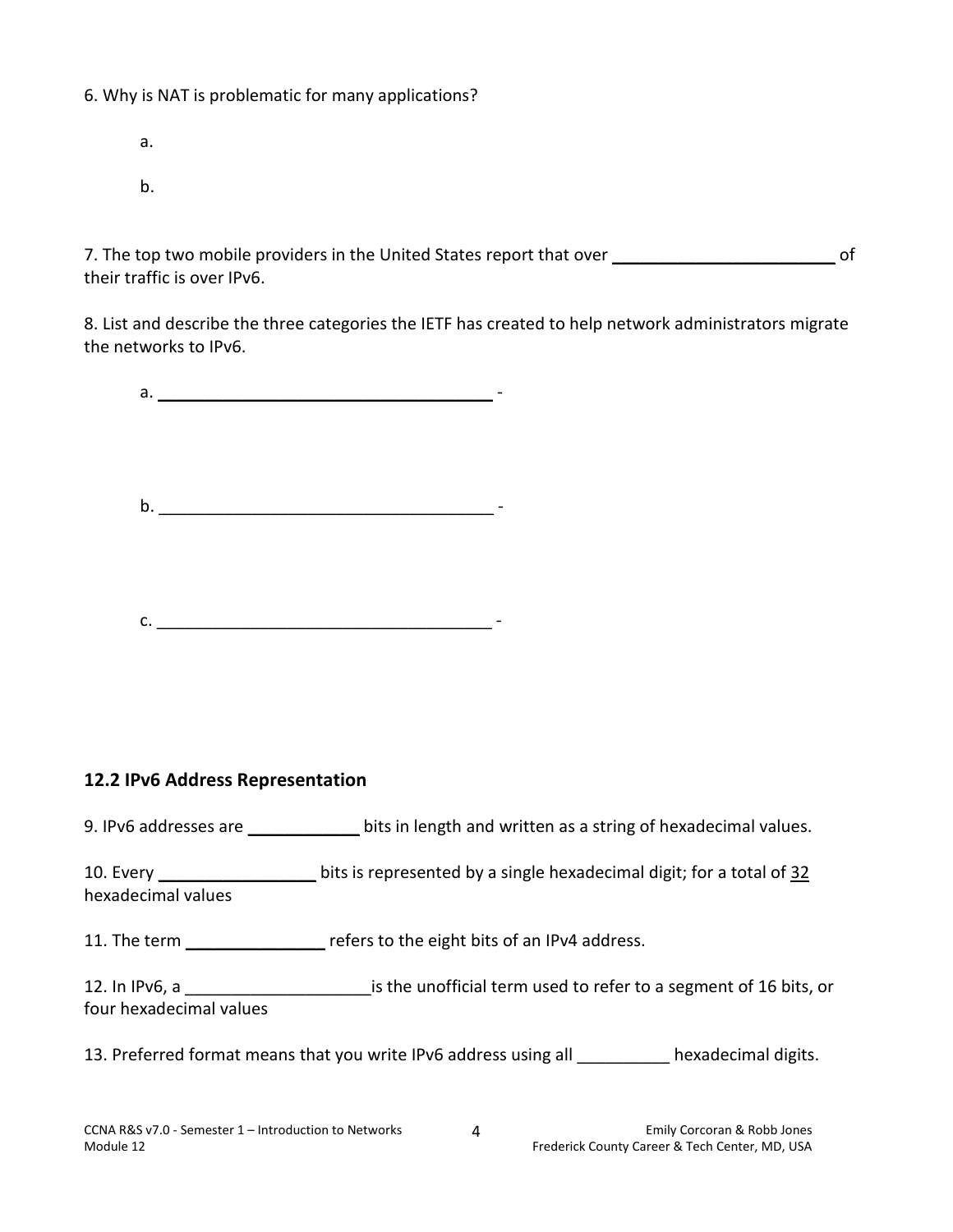6. Why is NAT is problematic for many applications?

a.

b.

7. The top two mobile providers in the United States report that over ________________________ of their traffic is over IPv6.

8. List and describe the three categories the IETF has created to help network administrators migrate the networks to IPv6.

a. ____________________________________ -

b. ____________________________________ -

c. ____________________________________ -

## 12.2 IPv6 Address Representation

9. IPv6 addresses are ____________ bits in length and written as a string of hexadecimal values.

10. Every _________________ bits is represented by a single hexadecimal digit; for a total of 32 hexadecimal values

11. The term _______________ refers to the eight bits of an IPv4 address.

12. In IPv6, a ____________________is the unofficial term used to refer to a segment of 16 bits, or four hexadecimal values

13. Preferred format means that you write IPv6 address using all __________ hexadecimal digits.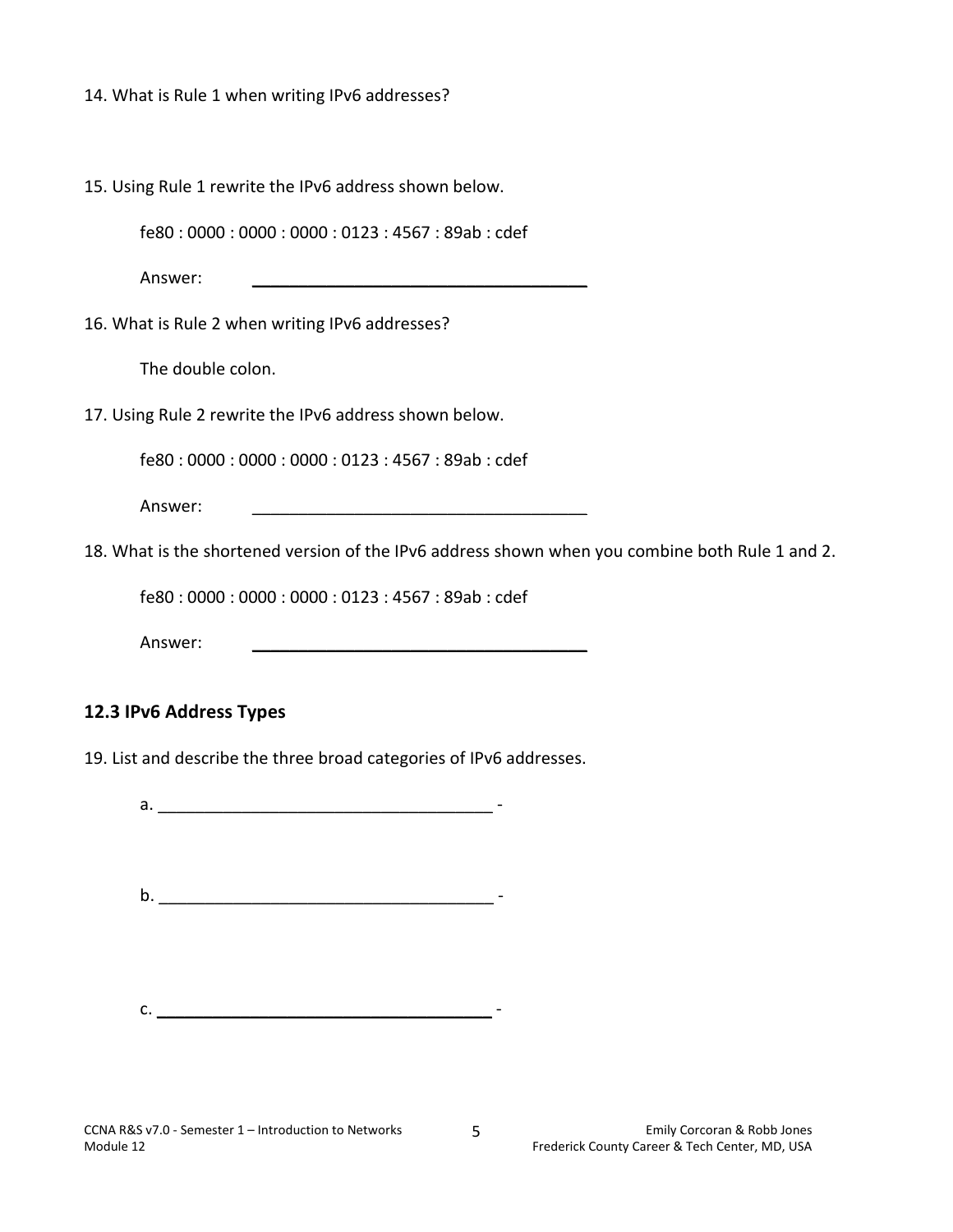14. What is Rule 1 when writing IPv6 addresses?

15. Using Rule 1 rewrite the IPv6 address shown below.

fe80 : 0000 : 0000 : 0000 : 0123 : 4567 : 89ab : cdef

Answer: ____________________________________

16. What is Rule 2 when writing IPv6 addresses?

The double colon.

17. Using Rule 2 rewrite the IPv6 address shown below.

fe80 : 0000 : 0000 : 0000 : 0123 : 4567 : 89ab : cdef

Answer: ____________________________________

18. What is the shortened version of the IPv6 address shown when you combine both Rule 1 and 2.

fe80 : 0000 : 0000 : 0000 : 0123 : 4567 : 89ab : cdef

Answer: ____________________________________

### 12.3 IPv6 Address Types

19. List and describe the three broad categories of IPv6 addresses.

a. ____________________________________ -

b. ____________________________________ -

c. ____________________________________ -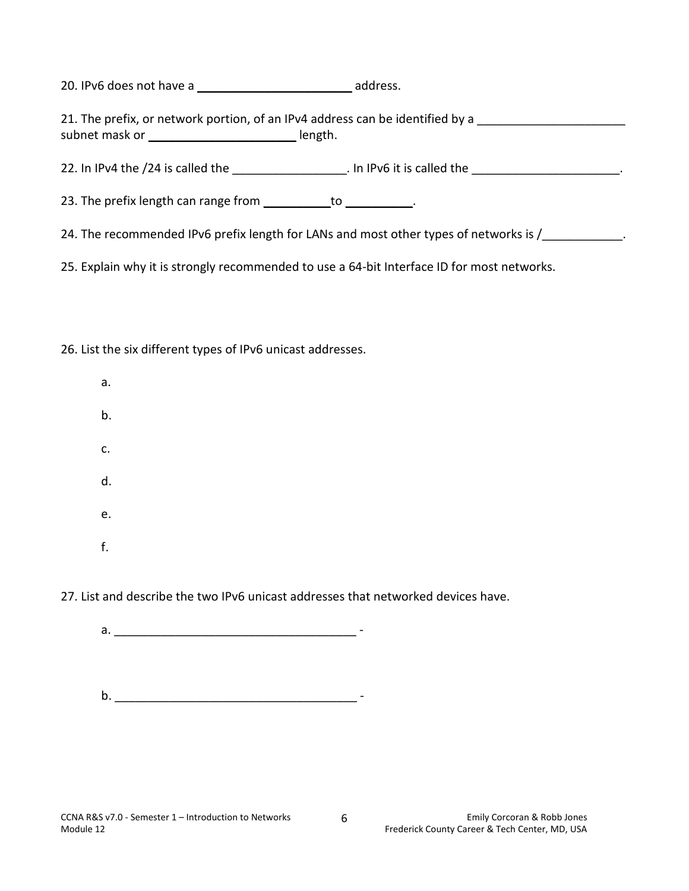20. IPv6 does not have a ______________________ address.

21. The prefix, or network portion, of an IPv4 address can be identified by a ______________________ subnet mask or ______________________ length.

22. In IPv4 the /24 is called the ________________. In IPv6 it is called the ______________________.

23. The prefix length can range from __________to __________.

24. The recommended IPv6 prefix length for LANs and most other types of networks is /___________.

25. Explain why it is strongly recommended to use a 64-bit Interface ID for most networks.

26. List the six different types of IPv6 unicast addresses.

a.

b.

c.

d.

e.

f.

27. List and describe the two IPv6 unicast addresses that networked devices have.

a. ____________________________________ -

b. ____________________________________ -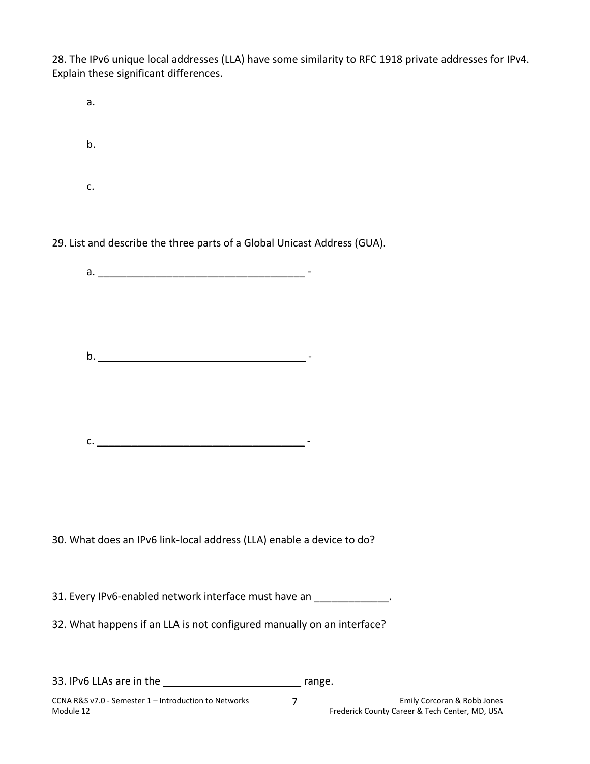28. The IPv6 unique local addresses (LLA) have some similarity to RFC 1918 private addresses for IPv4. Explain these significant differences.

a.

b.

c.

29. List and describe the three parts of a Global Unicast Address (GUA).

a. ___________________________________ -

b. ___________________________________ -

c. ___________________________________ -

30. What does an IPv6 link-local address (LLA) enable a device to do?

31. Every IPv6-enabled network interface must have an _____________.

32. What happens if an LLA is not configured manually on an interface?

33. IPv6 LLAs are in the ________________________ range.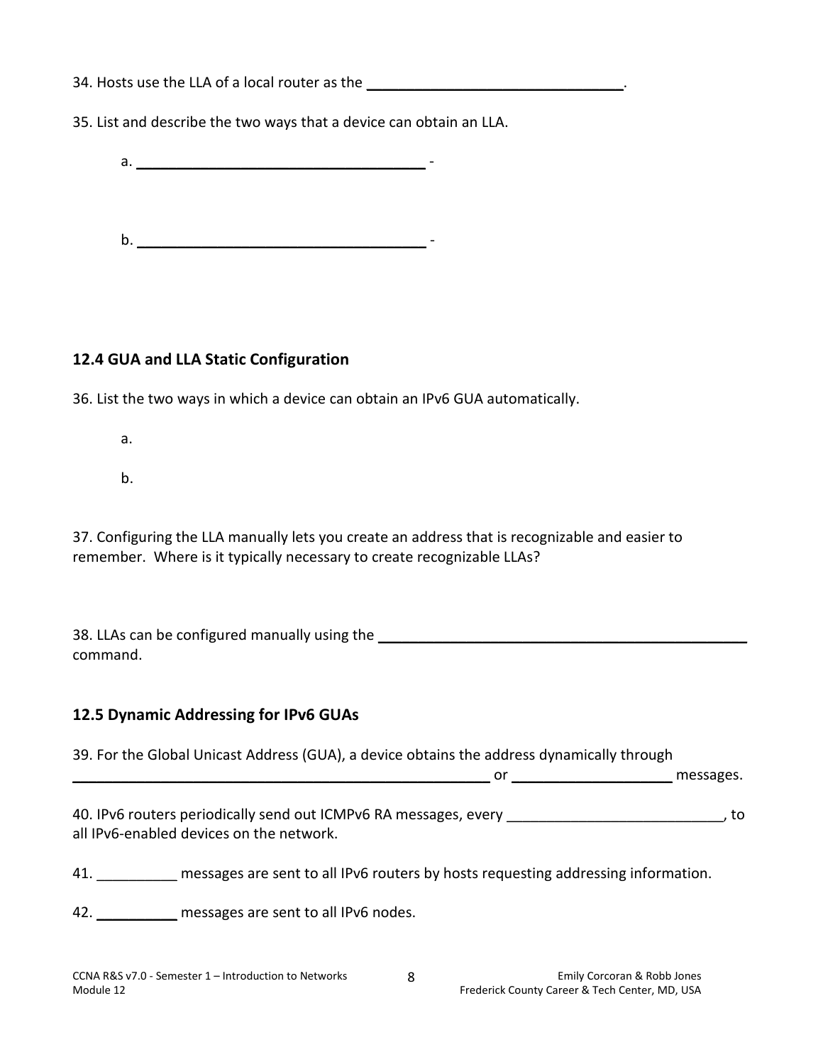34. Hosts use the LLA of a local router as the ________________________________.

35. List and describe the two ways that a device can obtain an LLA.

a. ____________________________________ -

b. ____________________________________ -

## 12.4 GUA and LLA Static Configuration

36. List the two ways in which a device can obtain an IPv6 GUA automatically.

a.

b.

37. Configuring the LLA manually lets you create an address that is recognizable and easier to remember. Where is it typically necessary to create recognizable LLAs?

38. LLAs can be configured manually using the ________________________________________________ command.

## 12.5 Dynamic Addressing for IPv6 GUAs

39. For the Global Unicast Address (GUA), a device obtains the address dynamically through ______________________________________________________ or ____________________ messages.

40. IPv6 routers periodically send out ICMPv6 RA messages, every ___________________________, to all IPv6-enabled devices on the network.

41. __________ messages are sent to all IPv6 routers by hosts requesting addressing information.

42. __________ messages are sent to all IPv6 nodes.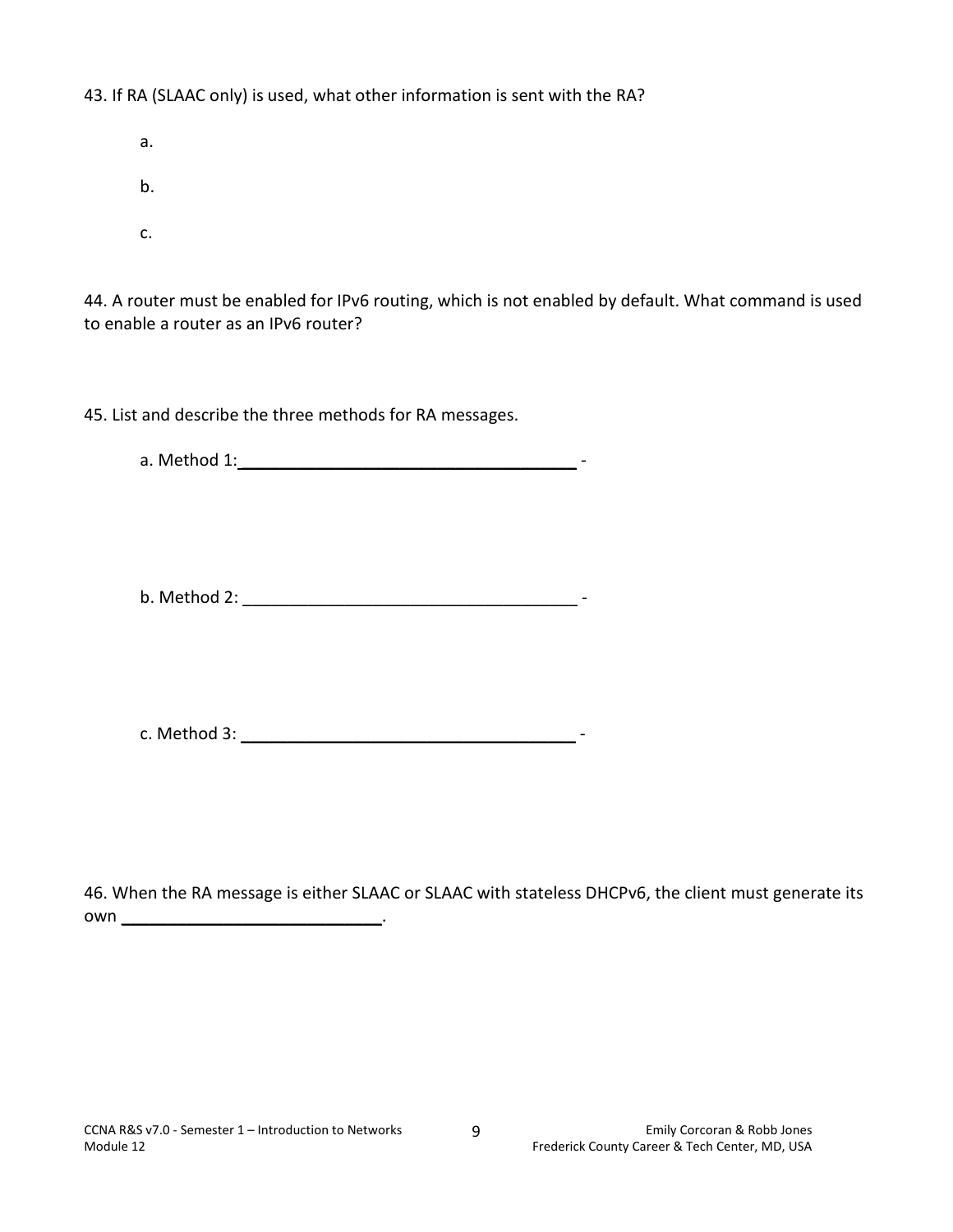43. If RA (SLAAC only) is used, what other information is sent with the RA?

a.

b.

c.

44. A router must be enabled for IPv6 routing, which is not enabled by default. What command is used to enable a router as an IPv6 router?

45. List and describe the three methods for RA messages.

a. Method 1:____________________________________ -

b. Method 2: ____________________________________ -

c. Method 3: ____________________________________ -

46. When the RA message is either SLAAC or SLAAC with stateless DHCPv6, the client must generate its own ____________________________.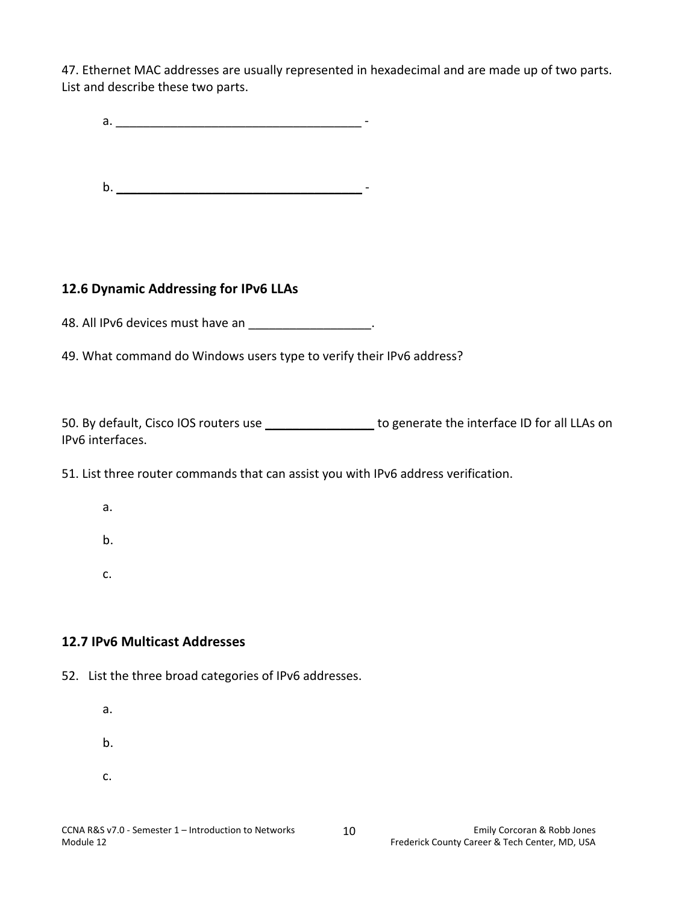47. Ethernet MAC addresses are usually represented in hexadecimal and are made up of two parts. List and describe these two parts.

a. ___________________________________ -

b. ___________________________________ -

## 12.6 Dynamic Addressing for IPv6 LLAs

48. All IPv6 devices must have an _________________.

49. What command do Windows users type to verify their IPv6 address?

50. By default, Cisco IOS routers use _______________ to generate the interface ID for all LLAs on IPv6 interfaces.

51. List three router commands that can assist you with IPv6 address verification.

a.

b.

c.

## 12.7 IPv6 Multicast Addresses

52. List the three broad categories of IPv6 addresses.

a.

b.

c.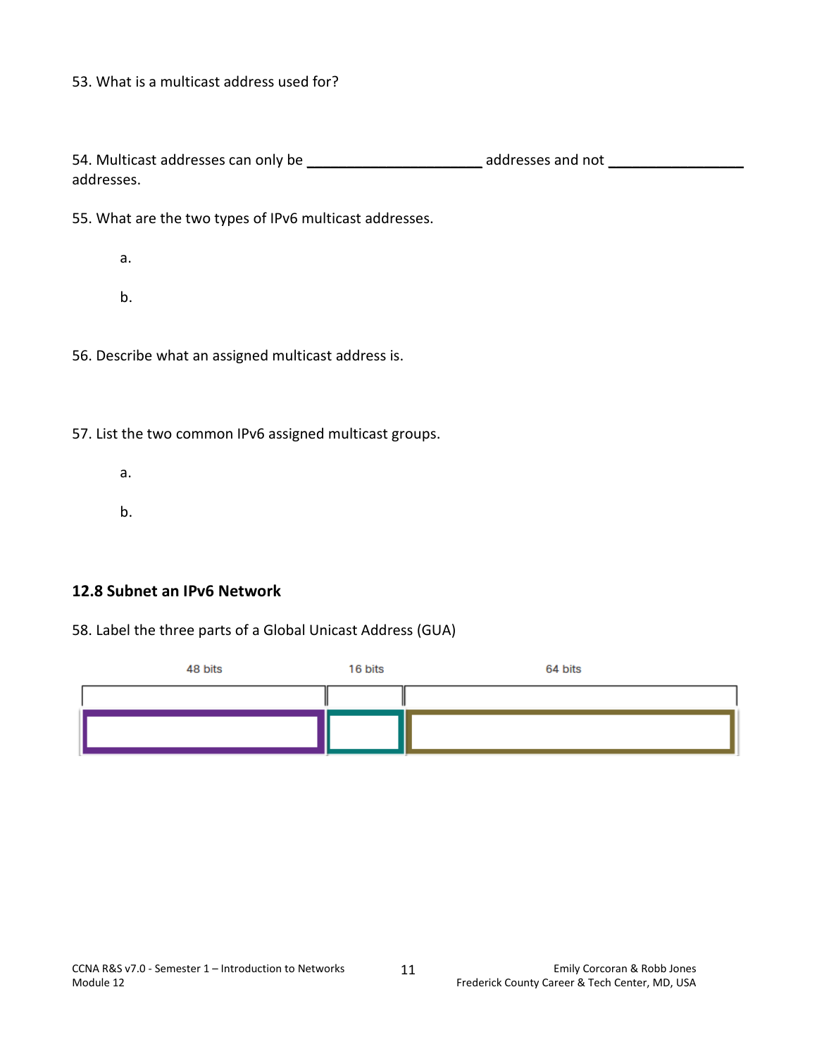53. What is a multicast address used for?

54. Multicast addresses can only be ______________________ addresses and not ________________ addresses.

55. What are the two types of IPv6 multicast addresses.

a.

b.

56. Describe what an assigned multicast address is.

57. List the two common IPv6 assigned multicast groups.

a.

b.

## 12.8 Subnet an IPv6 Network

58. Label the three parts of a Global Unicast Address (GUA)

48 bits

16 bits

64 bits